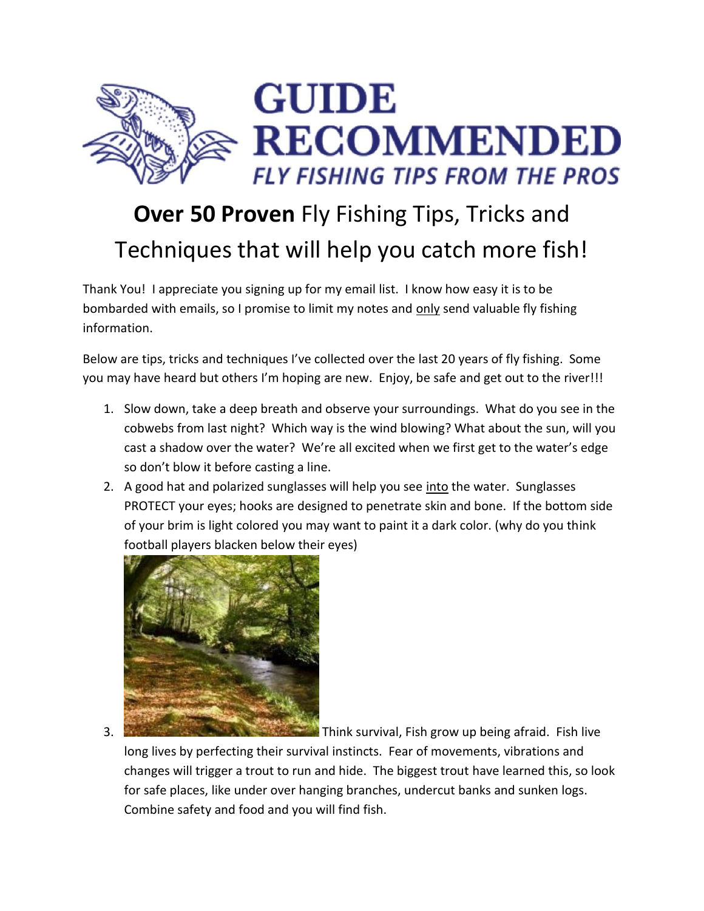# GUIDE RECOMMENDED

*FLY FISHING TIPS FROM THE PROS*

## **Over 50 Proven** Fly Fishing Tips, Tricks and Techniques that will help you catch more fish!

Thank You! I appreciate you signing up for my email list. I know how easy it is to be bombarded with emails, so I promise to limit my notes and only send valuable fly fishing information.

Below are tips, tricks and techniques I've collected over the last 20 years of fly fishing. Some you may have heard but others I'm hoping are new. Enjoy, be safe and get out to the river!!!

1. Slow down, take a deep breath and observe your surroundings. What do you see in the cobwebs from last night? Which way is the wind blowing? What about the sun, will you cast a shadow over the water? We're all excited when we first get to the water's edge so don't blow it before casting a line.
2. A good hat and polarized sunglasses will help you see into the water. Sunglasses PROTECT your eyes; hooks are designed to penetrate skin and bone. If the bottom side of your brim is light colored you may want to paint it a dark color. (why do you think football players blacken below their eyes)
3. Think survival, Fish grow up being afraid. Fish live long lives by perfecting their survival instincts. Fear of movements, vibrations and changes will trigger a trout to run and hide. The biggest trout have learned this, so look for safe places, like under over hanging branches, undercut banks and sunken logs. Combine safety and food and you will find fish.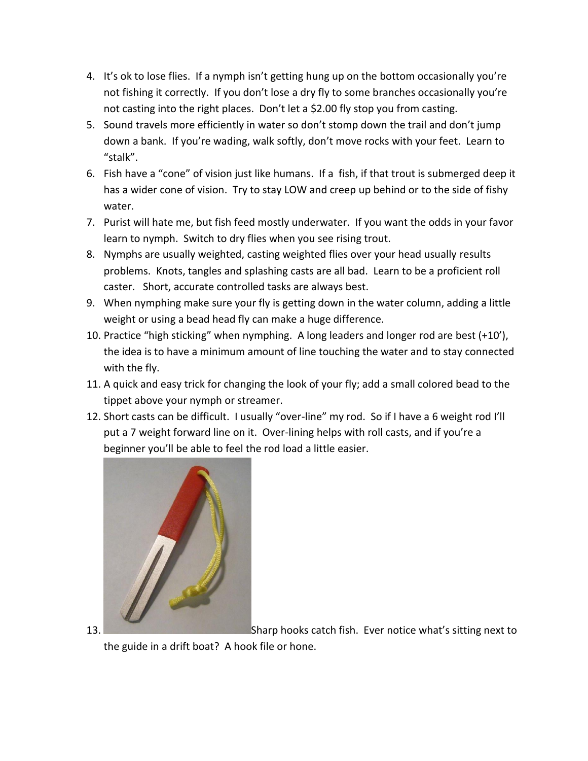4. It's ok to lose flies. If a nymph isn't getting hung up on the bottom occasionally you're not fishing it correctly. If you don't lose a dry fly to some branches occasionally you're not casting into the right places. Don't let a $2.00 fly stop you from casting.
5. Sound travels more efficiently in water so don't stomp down the trail and don't jump down a bank. If you're wading, walk softly, don't move rocks with your feet. Learn to "stalk".
6. Fish have a "cone" of vision just like humans. If a fish, if that trout is submerged deep it has a wider cone of vision. Try to stay LOW and creep up behind or to the side of fishy water.
7. Purist will hate me, but fish feed mostly underwater. If you want the odds in your favor learn to nymph. Switch to dry flies when you see rising trout.
8. Nymphs are usually weighted, casting weighted flies over your head usually results problems. Knots, tangles and splashing casts are all bad. Learn to be a proficient roll caster. Short, accurate controlled tasks are always best.
9. When nymphing make sure your fly is getting down in the water column, adding a little weight or using a bead head fly can make a huge difference.
10. Practice "high sticking" when nymphing. A long leaders and longer rod are best (+10'), the idea is to have a minimum amount of line touching the water and to stay connected with the fly.
11. A quick and easy trick for changing the look of your fly; add a small colored bead to the tippet above your nymph or streamer.
12. Short casts can be difficult. I usually "over-line" my rod. So if I have a 6 weight rod I'll put a 7 weight forward line on it. Over-lining helps with roll casts, and if you're a beginner you'll be able to feel the rod load a little easier.
13. Sharp hooks catch fish. Ever notice what's sitting next to the guide in a drift boat? A hook file or hone.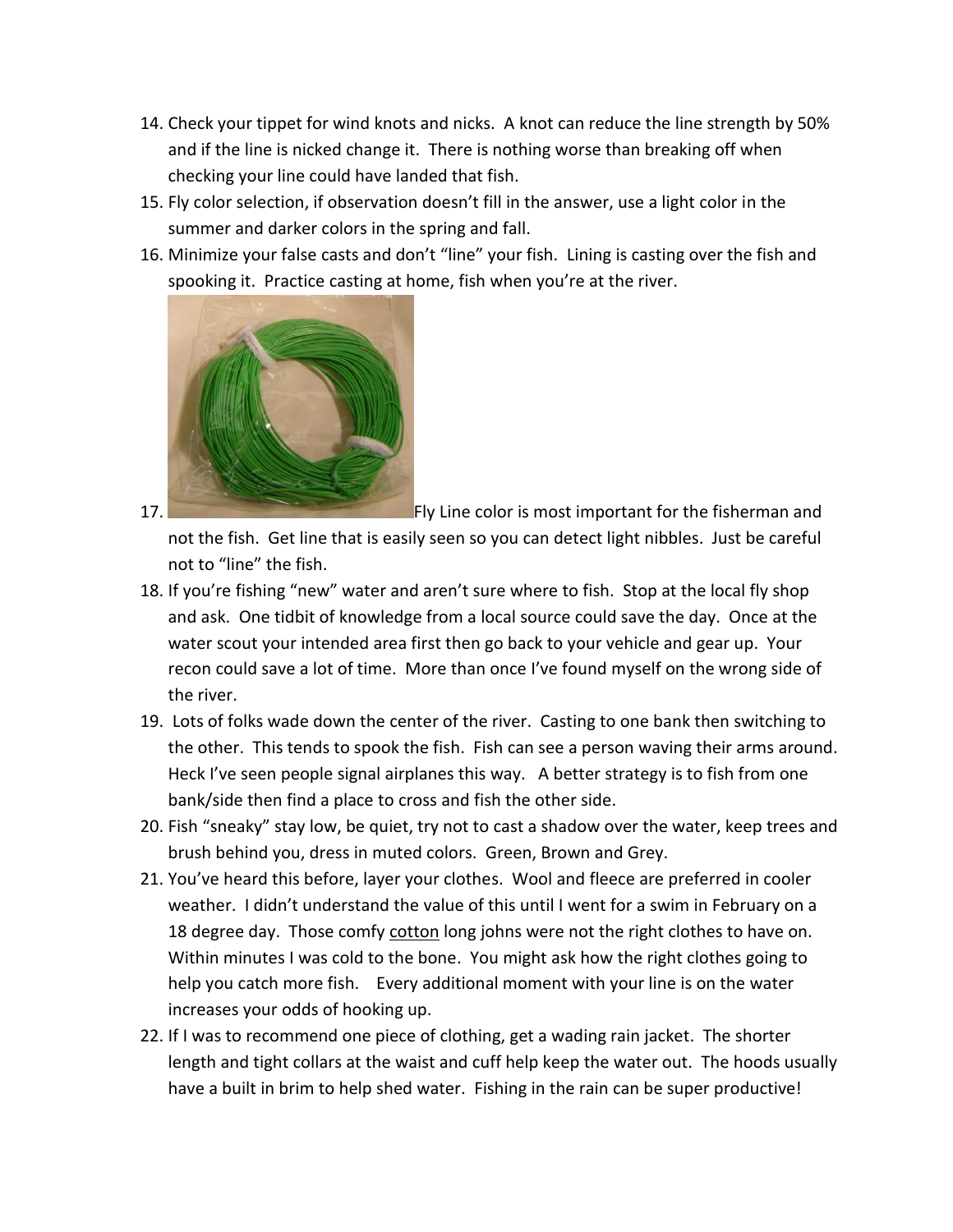14. Check your tippet for wind knots and nicks. A knot can reduce the line strength by 50% and if the line is nicked change it. There is nothing worse than breaking off when checking your line could have landed that fish.
15. Fly color selection, if observation doesn't fill in the answer, use a light color in the summer and darker colors in the spring and fall.
16. Minimize your false casts and don't "line" your fish. Lining is casting over the fish and spooking it. Practice casting at home, fish when you're at the river.
17. Fly Line color is most important for the fisherman and not the fish. Get line that is easily seen so you can detect light nibbles. Just be careful not to "line" the fish.
18. If you're fishing "new" water and aren't sure where to fish. Stop at the local fly shop and ask. One tidbit of knowledge from a local source could save the day. Once at the water scout your intended area first then go back to your vehicle and gear up. Your recon could save a lot of time. More than once I've found myself on the wrong side of the river.
19. Lots of folks wade down the center of the river. Casting to one bank then switching to the other. This tends to spook the fish. Fish can see a person waving their arms around. Heck I've seen people signal airplanes this way. A better strategy is to fish from one bank/side then find a place to cross and fish the other side.
20. Fish "sneaky" stay low, be quiet, try not to cast a shadow over the water, keep trees and brush behind you, dress in muted colors. Green, Brown and Grey.
21. You've heard this before, layer your clothes. Wool and fleece are preferred in cooler weather. I didn't understand the value of this until I went for a swim in February on a 18 degree day. Those comfy <u>cotton</u> long johns were not the right clothes to have on. Within minutes I was cold to the bone. You might ask how the right clothes going to help you catch more fish. Every additional moment with your line is on the water increases your odds of hooking up.
22. If I was to recommend one piece of clothing, get a wading rain jacket. The shorter length and tight collars at the waist and cuff help keep the water out. The hoods usually have a built in brim to help shed water. Fishing in the rain can be super productive!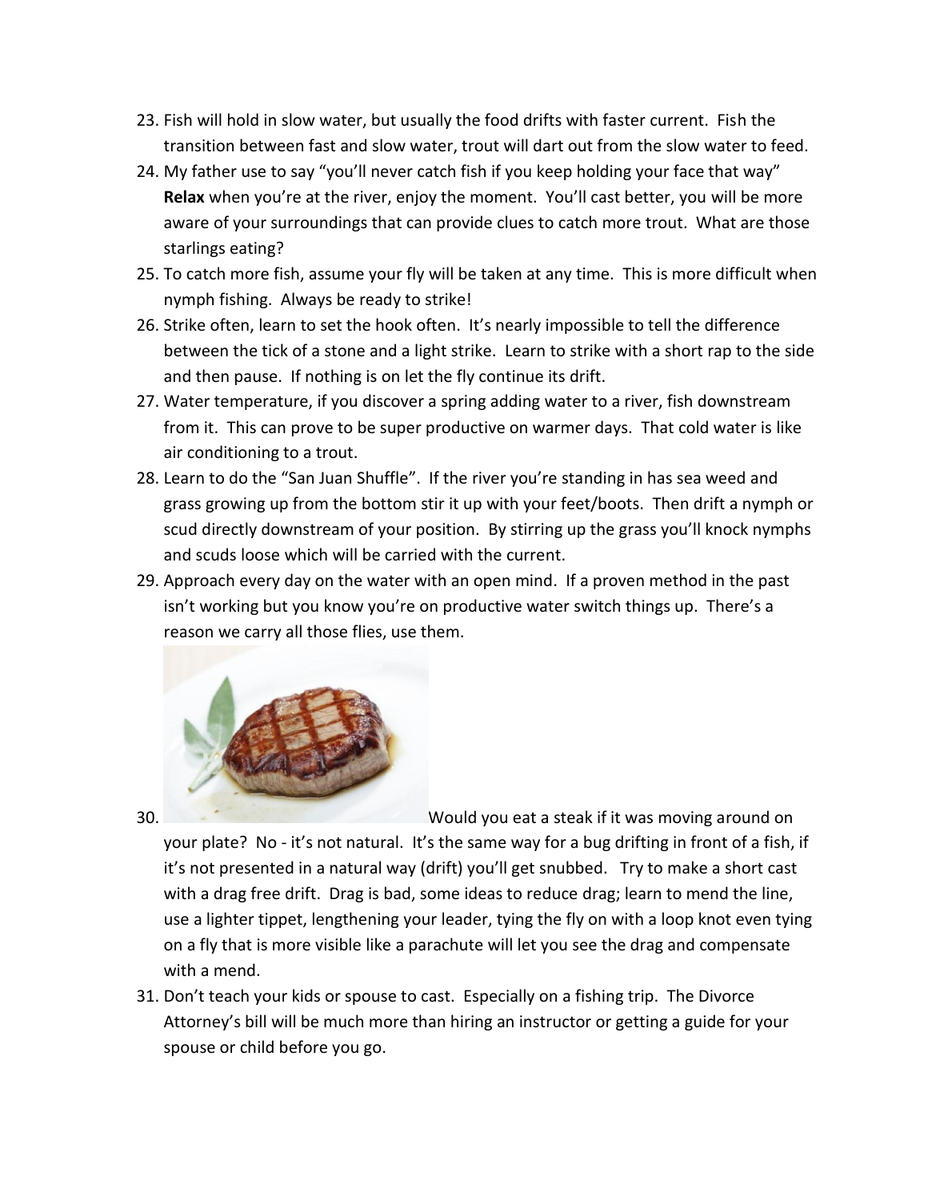23. Fish will hold in slow water, but usually the food drifts with faster current. Fish the transition between fast and slow water, trout will dart out from the slow water to feed.
24. My father use to say "you'll never catch fish if you keep holding your face that way" **Relax** when you're at the river, enjoy the moment. You'll cast better, you will be more aware of your surroundings that can provide clues to catch more trout. What are those starlings eating?
25. To catch more fish, assume your fly will be taken at any time. This is more difficult when nymph fishing. Always be ready to strike!
26. Strike often, learn to set the hook often. It's nearly impossible to tell the difference between the tick of a stone and a light strike. Learn to strike with a short rap to the side and then pause. If nothing is on let the fly continue its drift.
27. Water temperature, if you discover a spring adding water to a river, fish downstream from it. This can prove to be super productive on warmer days. That cold water is like air conditioning to a trout.
28. Learn to do the "San Juan Shuffle". If the river you're standing in has sea weed and grass growing up from the bottom stir it up with your feet/boots. Then drift a nymph or scud directly downstream of your position. By stirring up the grass you'll knock nymphs and scuds loose which will be carried with the current.
29. Approach every day on the water with an open mind. If a proven method in the past isn't working but you know you're on productive water switch things up. There's a reason we carry all those flies, use them.
30. Would you eat a steak if it was moving around on your plate? No - it's not natural. It's the same way for a bug drifting in front of a fish, if it's not presented in a natural way (drift) you'll get snubbed. Try to make a short cast with a drag free drift. Drag is bad, some ideas to reduce drag; learn to mend the line, use a lighter tippet, lengthening your leader, tying the fly on with a loop knot even tying on a fly that is more visible like a parachute will let you see the drag and compensate with a mend.
31. Don't teach your kids or spouse to cast. Especially on a fishing trip. The Divorce Attorney's bill will be much more than hiring an instructor or getting a guide for your spouse or child before you go.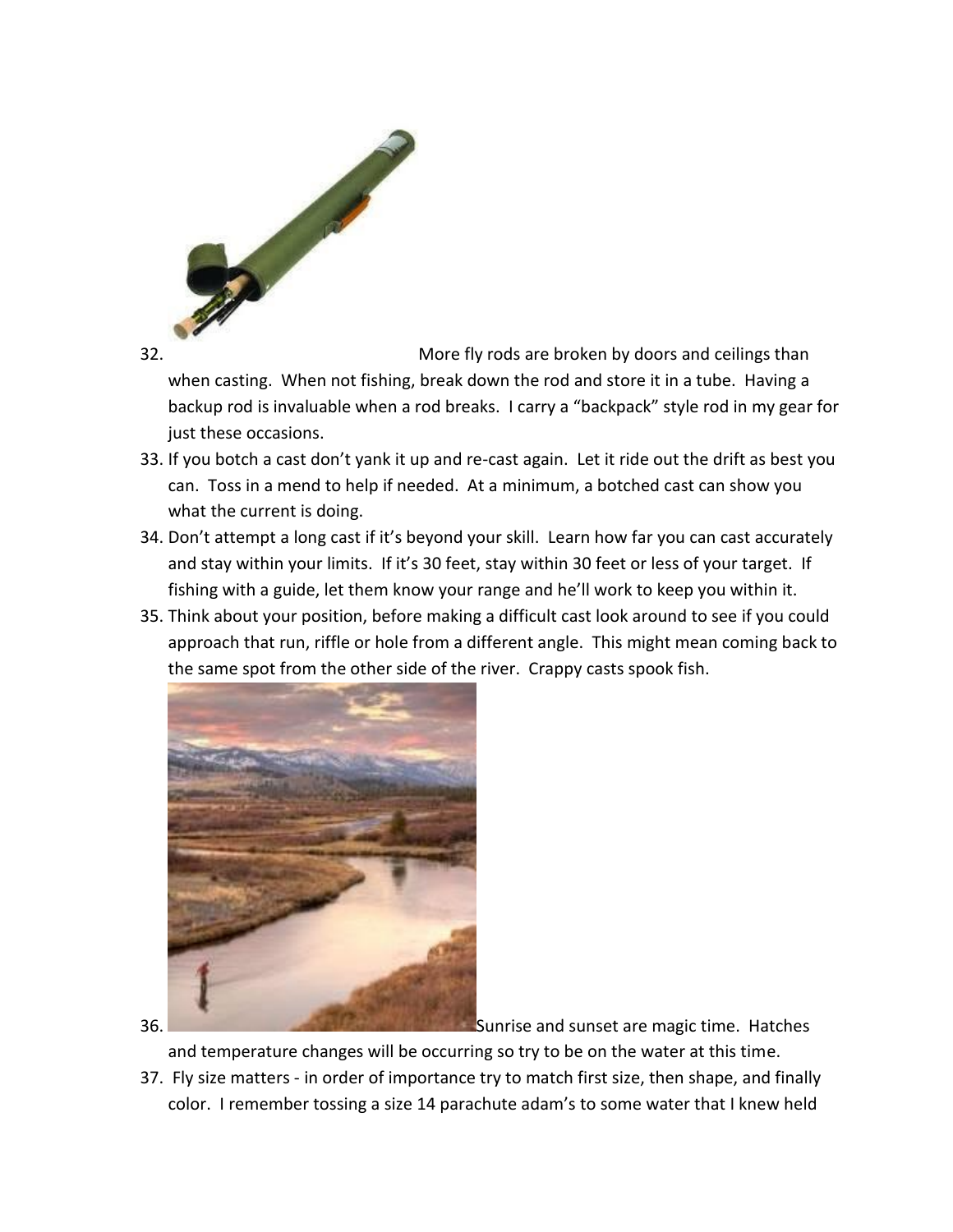32. More fly rods are broken by doors and ceilings than when casting. When not fishing, break down the rod and store it in a tube. Having a backup rod is invaluable when a rod breaks. I carry a "backpack" style rod in my gear for just these occasions.
33. If you botch a cast don't yank it up and re-cast again. Let it ride out the drift as best you can. Toss in a mend to help if needed. At a minimum, a botched cast can show you what the current is doing.
34. Don't attempt a long cast if it's beyond your skill. Learn how far you can cast accurately and stay within your limits. If it's 30 feet, stay within 30 feet or less of your target. If fishing with a guide, let them know your range and he'll work to keep you within it.
35. Think about your position, before making a difficult cast look around to see if you could approach that run, riffle or hole from a different angle. This might mean coming back to the same spot from the other side of the river. Crappy casts spook fish.
36. Sunrise and sunset are magic time. Hatches and temperature changes will be occurring so try to be on the water at this time.
37. Fly size matters - in order of importance try to match first size, then shape, and finally color. I remember tossing a size 14 parachute adam's to some water that I knew held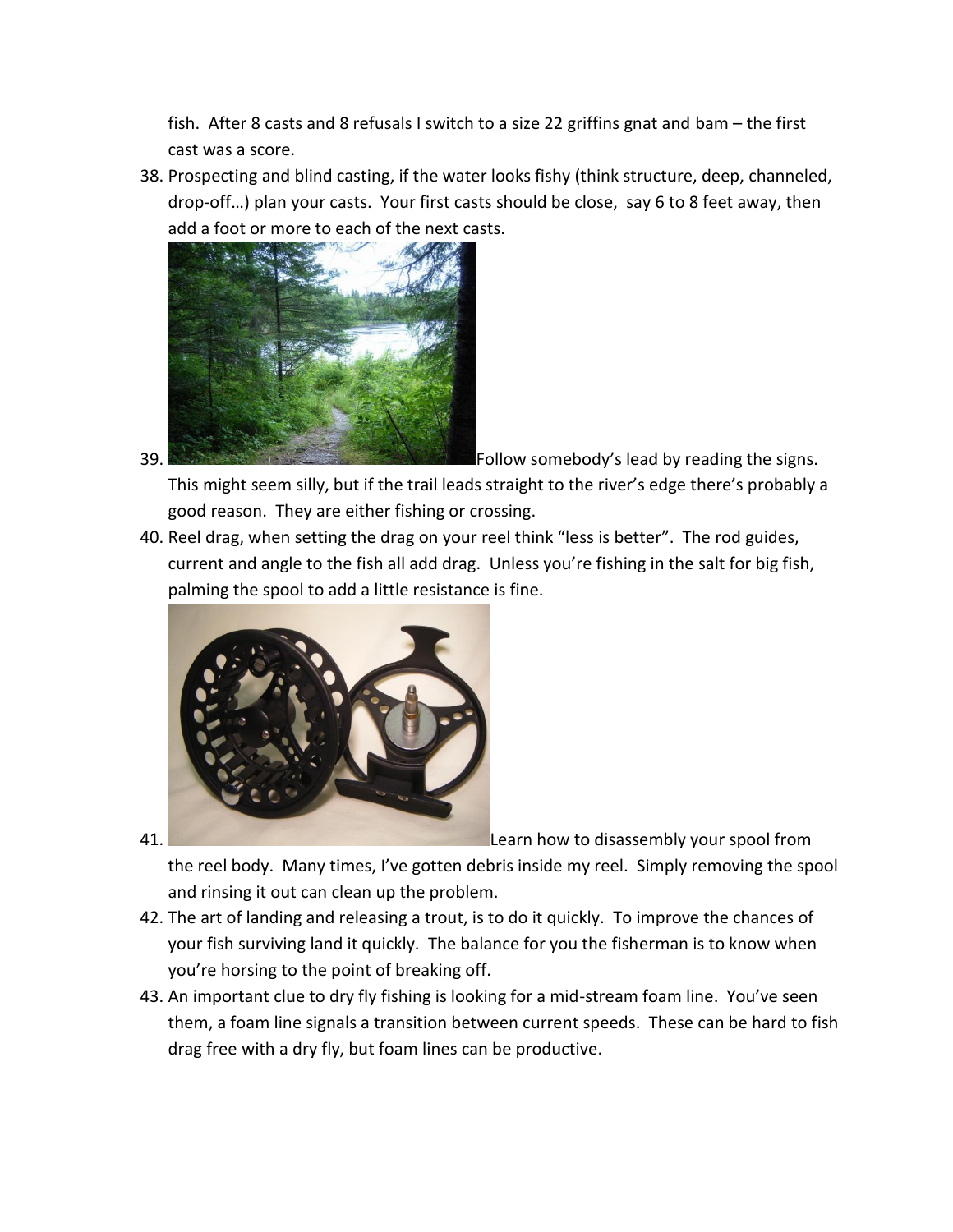fish. After 8 casts and 8 refusals I switch to a size 22 griffins gnat and bam – the first cast was a score.

38. Prospecting and blind casting, if the water looks fishy (think structure, deep, channeled, drop-off…) plan your casts. Your first casts should be close, say 6 to 8 feet away, then add a foot or more to each of the next casts.
39. Follow somebody's lead by reading the signs. This might seem silly, but if the trail leads straight to the river's edge there's probably a good reason. They are either fishing or crossing.
40. Reel drag, when setting the drag on your reel think "less is better". The rod guides, current and angle to the fish all add drag. Unless you're fishing in the salt for big fish, palming the spool to add a little resistance is fine.
41. Learn how to disassembly your spool from the reel body. Many times, I've gotten debris inside my reel. Simply removing the spool and rinsing it out can clean up the problem.
42. The art of landing and releasing a trout, is to do it quickly. To improve the chances of your fish surviving land it quickly. The balance for you the fisherman is to know when you're horsing to the point of breaking off.
43. An important clue to dry fly fishing is looking for a mid-stream foam line. You've seen them, a foam line signals a transition between current speeds. These can be hard to fish drag free with a dry fly, but foam lines can be productive.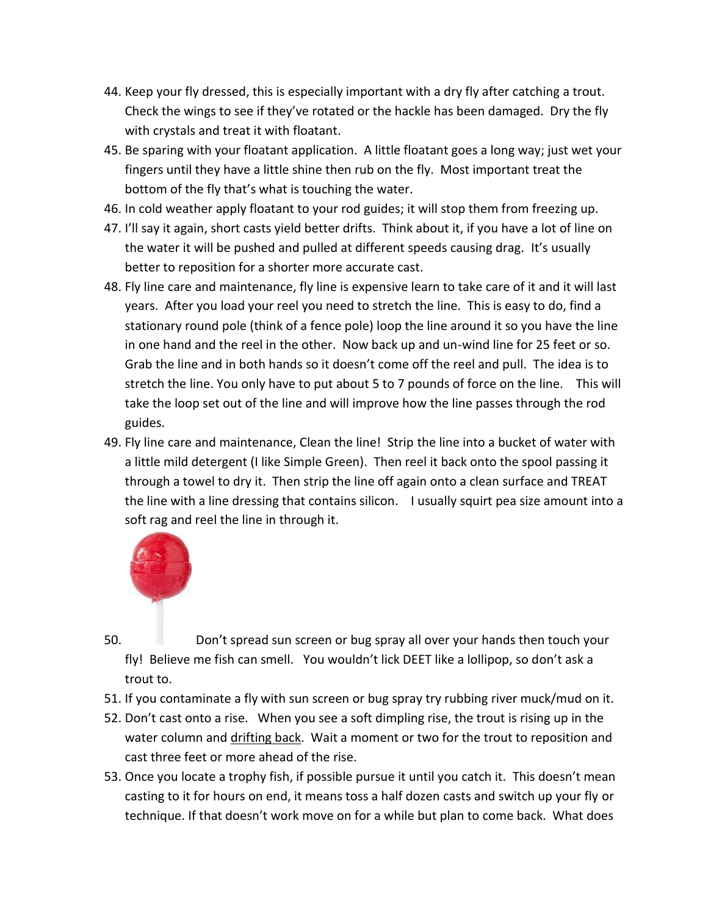44. Keep your fly dressed, this is especially important with a dry fly after catching a trout. Check the wings to see if they've rotated or the hackle has been damaged. Dry the fly with crystals and treat it with floatant.
45. Be sparing with your floatant application. A little floatant goes a long way; just wet your fingers until they have a little shine then rub on the fly. Most important treat the bottom of the fly that's what is touching the water.
46. In cold weather apply floatant to your rod guides; it will stop them from freezing up.
47. I'll say it again, short casts yield better drifts. Think about it, if you have a lot of line on the water it will be pushed and pulled at different speeds causing drag. It's usually better to reposition for a shorter more accurate cast.
48. Fly line care and maintenance, fly line is expensive learn to take care of it and it will last years. After you load your reel you need to stretch the line. This is easy to do, find a stationary round pole (think of a fence pole) loop the line around it so you have the line in one hand and the reel in the other. Now back up and un-wind line for 25 feet or so. Grab the line and in both hands so it doesn't come off the reel and pull. The idea is to stretch the line. You only have to put about 5 to 7 pounds of force on the line. This will take the loop set out of the line and will improve how the line passes through the rod guides.
49. Fly line care and maintenance, Clean the line! Strip the line into a bucket of water with a little mild detergent (I like Simple Green). Then reel it back onto the spool passing it through a towel to dry it. Then strip the line off again onto a clean surface and TREAT the line with a line dressing that contains silicon. I usually squirt pea size amount into a soft rag and reel the line in through it.
50. Don't spread sun screen or bug spray all over your hands then touch your fly! Believe me fish can smell. You wouldn't lick DEET like a lollipop, so don't ask a trout to.
51. If you contaminate a fly with sun screen or bug spray try rubbing river muck/mud on it.
52. Don't cast onto a rise. When you see a soft dimpling rise, the trout is rising up in the water column and drifting back. Wait a moment or two for the trout to reposition and cast three feet or more ahead of the rise.
53. Once you locate a trophy fish, if possible pursue it until you catch it. This doesn't mean casting to it for hours on end, it means toss a half dozen casts and switch up your fly or technique. If that doesn't work move on for a while but plan to come back. What does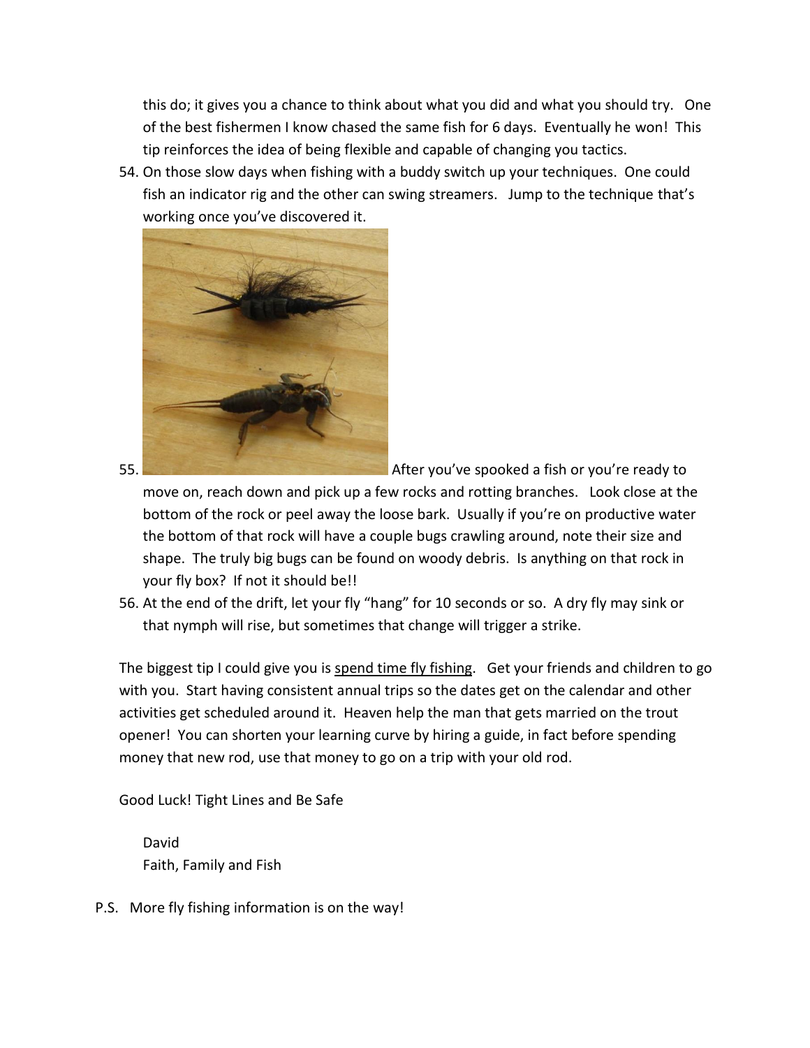this do; it gives you a chance to think about what you did and what you should try. One of the best fishermen I know chased the same fish for 6 days. Eventually he won! This tip reinforces the idea of being flexible and capable of changing you tactics.

54. On those slow days when fishing with a buddy switch up your techniques. One could fish an indicator rig and the other can swing streamers. Jump to the technique that's working once you've discovered it.
55. After you've spooked a fish or you're ready to move on, reach down and pick up a few rocks and rotting branches. Look close at the bottom of the rock or peel away the loose bark. Usually if you're on productive water the bottom of that rock will have a couple bugs crawling around, note their size and shape. The truly big bugs can be found on woody debris. Is anything on that rock in your fly box? If not it should be!!
56. At the end of the drift, let your fly "hang" for 10 seconds or so. A dry fly may sink or that nymph will rise, but sometimes that change will trigger a strike.

The biggest tip I could give you is spend time fly fishing. Get your friends and children to go with you. Start having consistent annual trips so the dates get on the calendar and other activities get scheduled around it. Heaven help the man that gets married on the trout opener! You can shorten your learning curve by hiring a guide, in fact before spending money that new rod, use that money to go on a trip with your old rod.

Good Luck! Tight Lines and Be Safe

David
Faith, Family and Fish

P.S. More fly fishing information is on the way!